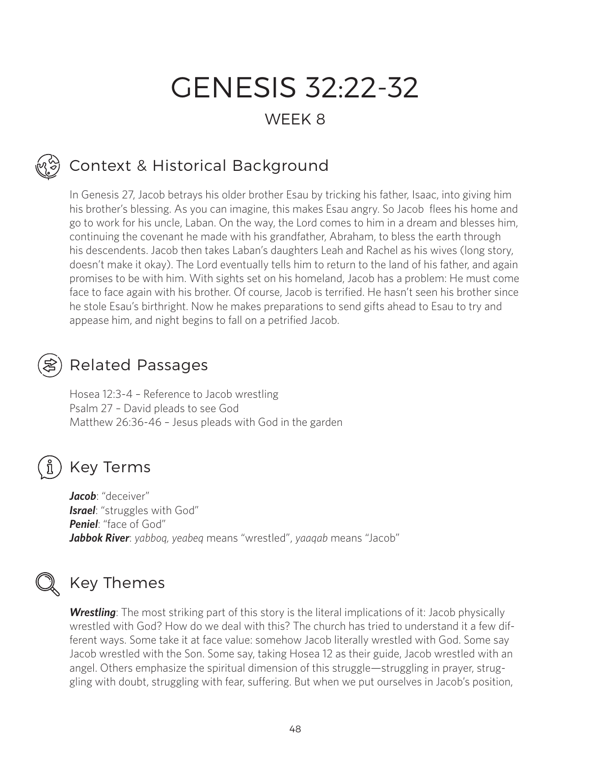# GENESIS 32:22-32

WEEK 8

## Context & Historical Background

In Genesis 27, Jacob betrays his older brother Esau by tricking his father, Isaac, into giving him his brother's blessing. As you can imagine, this makes Esau angry. So Jacob flees his home and go to work for his uncle, Laban. On the way, the Lord comes to him in a dream and blesses him, continuing the covenant he made with his grandfather, Abraham, to bless the earth through his descendents. Jacob then takes Laban's daughters Leah and Rachel as his wives (long story, doesn't make it okay). The Lord eventually tells him to return to the land of his father, and again promises to be with him. With sights set on his homeland, Jacob has a problem: He must come face to face again with his brother. Of course, Jacob is terrified. He hasn't seen his brother since he stole Esau's birthright. Now he makes preparations to send gifts ahead to Esau to try and appease him, and night begins to fall on a petrified Jacob.

## Related Passages

Hosea 12:3-4 – Reference to Jacob wrestling
Psalm 27 – David pleads to see God
Matthew 26:36-46 – Jesus pleads with God in the garden

## Key Terms

***Jacob***: "deceiver"
***Israel***: "struggles with God"
***Peniel***: "face of God"
***Jabbok River***: *yabboq, yeabeq* means "wrestled", *yaaqab* means "Jacob"

## Key Themes

***Wrestling***: The most striking part of this story is the literal implications of it: Jacob physically wrestled with God? How do we deal with this? The church has tried to understand it a few different ways. Some take it at face value: somehow Jacob literally wrestled with God. Some say Jacob wrestled with the Son. Some say, taking Hosea 12 as their guide, Jacob wrestled with an angel. Others emphasize the spiritual dimension of this struggle—struggling in prayer, struggling with doubt, struggling with fear, suffering. But when we put ourselves in Jacob's position,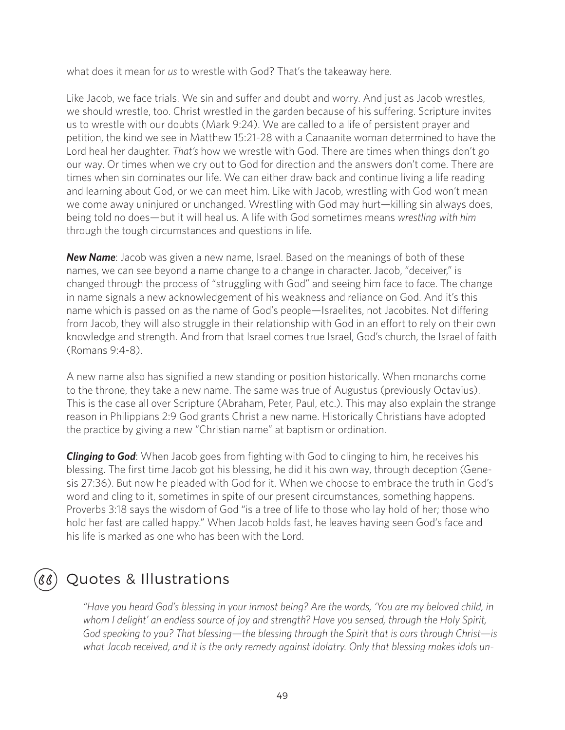what does it mean for *us* to wrestle with God? That's the takeaway here.

Like Jacob, we face trials. We sin and suffer and doubt and worry. And just as Jacob wrestles, we should wrestle, too. Christ wrestled in the garden because of his suffering. Scripture invites us to wrestle with our doubts (Mark 9:24). We are called to a life of persistent prayer and petition, the kind we see in Matthew 15:21-28 with a Canaanite woman determined to have the Lord heal her daughter. *That's* how we wrestle with God. There are times when things don't go our way. Or times when we cry out to God for direction and the answers don't come. There are times when sin dominates our life. We can either draw back and continue living a life reading and learning about God, or we can meet him. Like with Jacob, wrestling with God won't mean we come away uninjured or unchanged. Wrestling with God may hurt—killing sin always does, being told no does—but it will heal us. A life with God sometimes means *wrestling with him* through the tough circumstances and questions in life.

***New Name***: Jacob was given a new name, Israel. Based on the meanings of both of these names, we can see beyond a name change to a change in character. Jacob, "deceiver," is changed through the process of "struggling with God" and seeing him face to face. The change in name signals a new acknowledgement of his weakness and reliance on God. And it's this name which is passed on as the name of God's people—Israelites, not Jacobites. Not differing from Jacob, they will also struggle in their relationship with God in an effort to rely on their own knowledge and strength. And from that Israel comes true Israel, God's church, the Israel of faith (Romans 9:4-8).

A new name also has signified a new standing or position historically. When monarchs come to the throne, they take a new name. The same was true of Augustus (previously Octavius). This is the case all over Scripture (Abraham, Peter, Paul, etc.). This may also explain the strange reason in Philippians 2:9 God grants Christ a new name. Historically Christians have adopted the practice by giving a new "Christian name" at baptism or ordination.

***Clinging to God***: When Jacob goes from fighting with God to clinging to him, he receives his blessing. The first time Jacob got his blessing, he did it his own way, through deception (Genesis 27:36). But now he pleaded with God for it. When we choose to embrace the truth in God's word and cling to it, sometimes in spite of our present circumstances, something happens. Proverbs 3:18 says the wisdom of God "is a tree of life to those who lay hold of her; those who hold her fast are called happy." When Jacob holds fast, he leaves having seen God's face and his life is marked as one who has been with the Lord.

## Quotes & Illustrations

*"Have you heard God's blessing in your inmost being? Are the words, 'You are my beloved child, in whom I delight' an endless source of joy and strength? Have you sensed, through the Holy Spirit, God speaking to you? That blessing—the blessing through the Spirit that is ours through Christ—is what Jacob received, and it is the only remedy against idolatry. Only that blessing makes idols un-*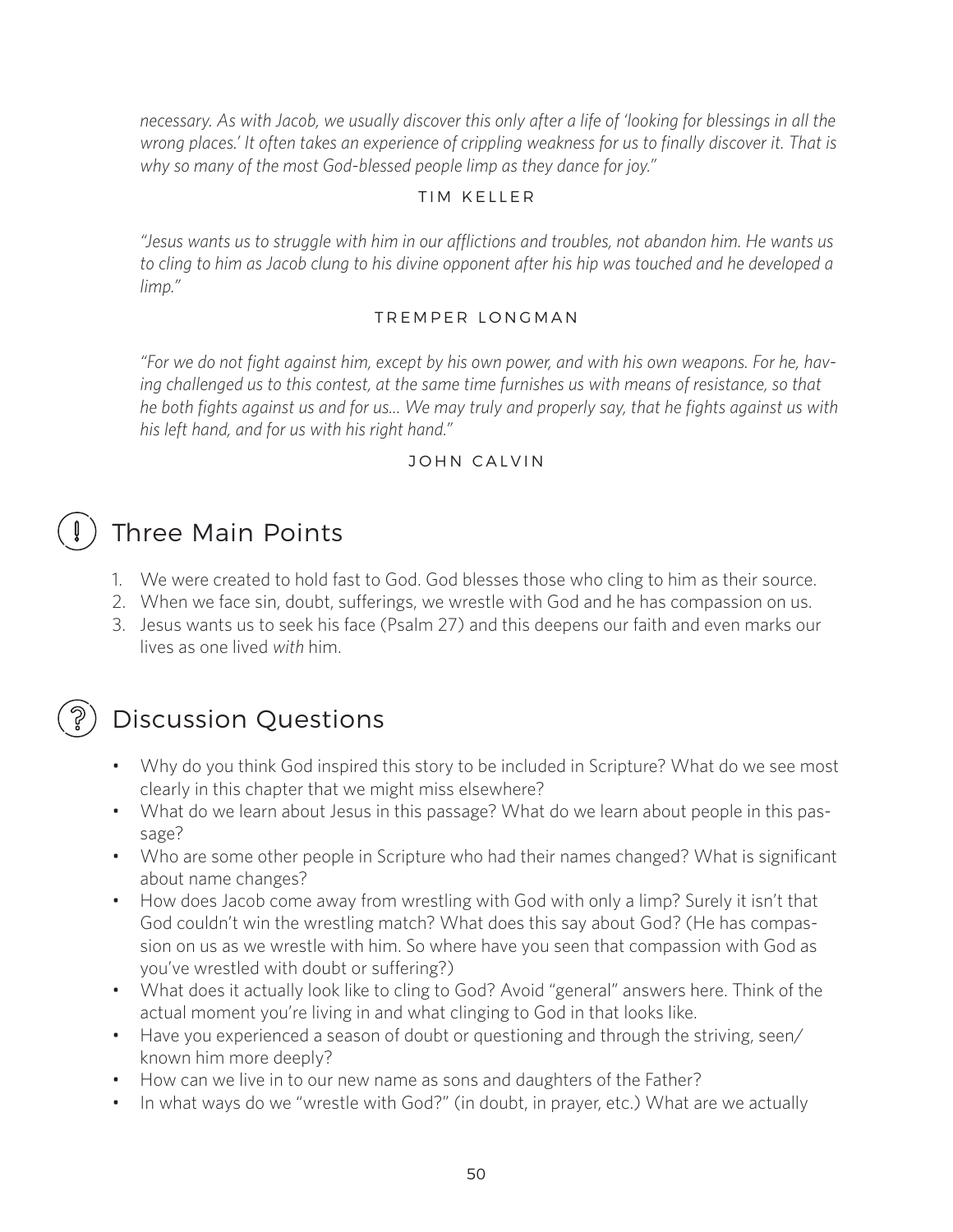*necessary. As with Jacob, we usually discover this only after a life of 'looking for blessings in all the wrong places.' It often takes an experience of crippling weakness for us to finally discover it. That is why so many of the most God-blessed people limp as they dance for joy."*

TIM KELLER

*"Jesus wants us to struggle with him in our afflictions and troubles, not abandon him. He wants us to cling to him as Jacob clung to his divine opponent after his hip was touched and he developed a limp."*

TREMPER LONGMAN

*"For we do not fight against him, except by his own power, and with his own weapons. For he, having challenged us to this contest, at the same time furnishes us with means of resistance, so that he both fights against us and for us... We may truly and properly say, that he fights against us with his left hand, and for us with his right hand."*

JOHN CALVIN

## Three Main Points

1. We were created to hold fast to God. God blesses those who cling to him as their source.
2. When we face sin, doubt, sufferings, we wrestle with God and he has compassion on us.
3. Jesus wants us to seek his face (Psalm 27) and this deepens our faith and even marks our lives as one lived *with* him.

## Discussion Questions

- Why do you think God inspired this story to be included in Scripture? What do we see most clearly in this chapter that we might miss elsewhere?
- What do we learn about Jesus in this passage? What do we learn about people in this passage?
- Who are some other people in Scripture who had their names changed? What is significant about name changes?
- How does Jacob come away from wrestling with God with only a limp? Surely it isn't that God couldn't win the wrestling match? What does this say about God? (He has compassion on us as we wrestle with him. So where have you seen that compassion with God as you've wrestled with doubt or suffering?)
- What does it actually look like to cling to God? Avoid "general" answers here. Think of the actual moment you're living in and what clinging to God in that looks like.
- Have you experienced a season of doubt or questioning and through the striving, seen/known him more deeply?
- How can we live in to our new name as sons and daughters of the Father?
- In what ways do we "wrestle with God?" (in doubt, in prayer, etc.) What are we actually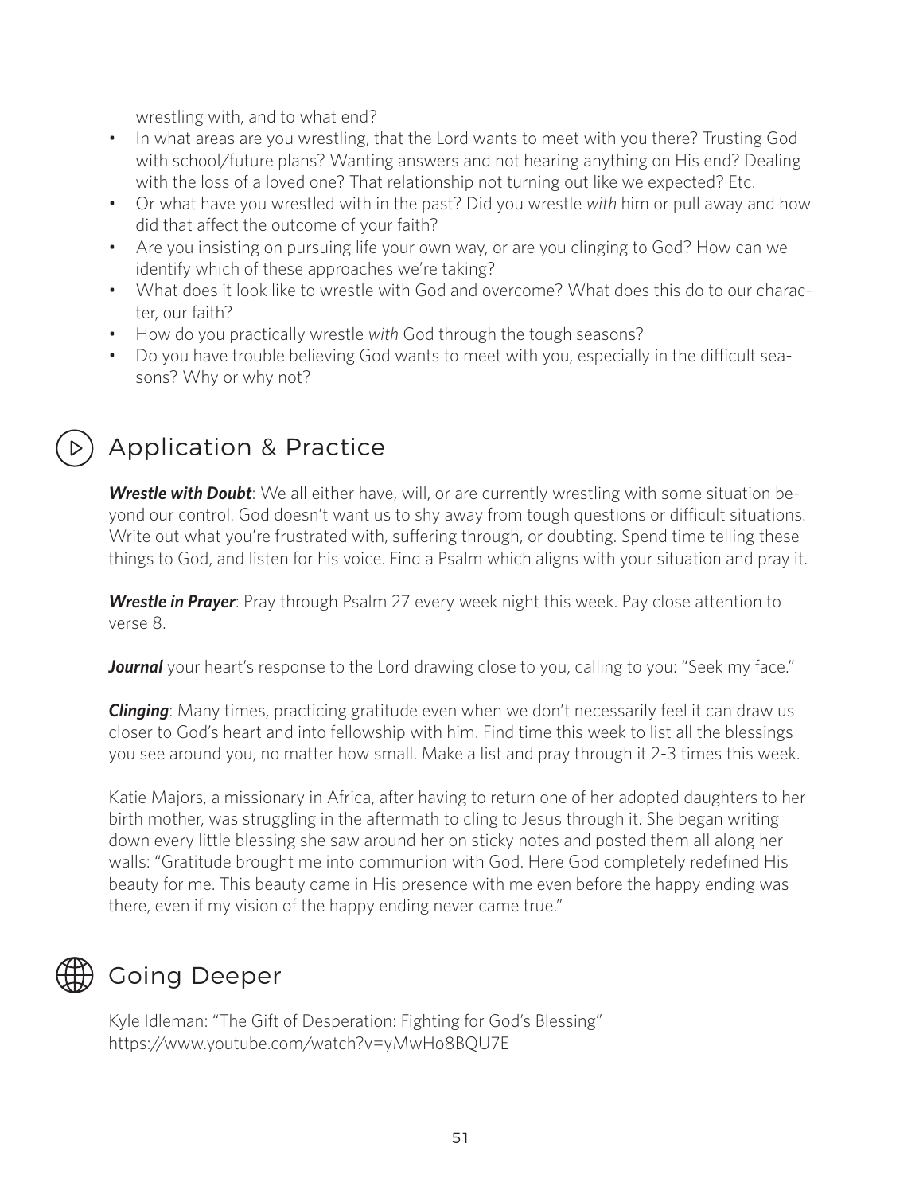wrestling with, and to what end?

- In what areas are you wrestling, that the Lord wants to meet with you there? Trusting God with school/future plans? Wanting answers and not hearing anything on His end? Dealing with the loss of a loved one? That relationship not turning out like we expected? Etc.
- Or what have you wrestled with in the past? Did you wrestle *with* him or pull away and how did that affect the outcome of your faith?
- Are you insisting on pursuing life your own way, or are you clinging to God? How can we identify which of these approaches we're taking?
- What does it look like to wrestle with God and overcome? What does this do to our character, our faith?
- How do you practically wrestle *with* God through the tough seasons?
- Do you have trouble believing God wants to meet with you, especially in the difficult seasons? Why or why not?

## Application & Practice

***Wrestle with Doubt***: We all either have, will, or are currently wrestling with some situation beyond our control. God doesn't want us to shy away from tough questions or difficult situations. Write out what you're frustrated with, suffering through, or doubting. Spend time telling these things to God, and listen for his voice. Find a Psalm which aligns with your situation and pray it.

***Wrestle in Prayer***: Pray through Psalm 27 every week night this week. Pay close attention to verse 8.

***Journal*** your heart's response to the Lord drawing close to you, calling to you: "Seek my face."

***Clinging***: Many times, practicing gratitude even when we don't necessarily feel it can draw us closer to God's heart and into fellowship with him. Find time this week to list all the blessings you see around you, no matter how small. Make a list and pray through it 2-3 times this week.

Katie Majors, a missionary in Africa, after having to return one of her adopted daughters to her birth mother, was struggling in the aftermath to cling to Jesus through it. She began writing down every little blessing she saw around her on sticky notes and posted them all along her walls: "Gratitude brought me into communion with God. Here God completely redefined His beauty for me. This beauty came in His presence with me even before the happy ending was there, even if my vision of the happy ending never came true."

## Going Deeper

Kyle Idleman: "The Gift of Desperation: Fighting for God's Blessing"
https://www.youtube.com/watch?v=yMwHo8BQU7E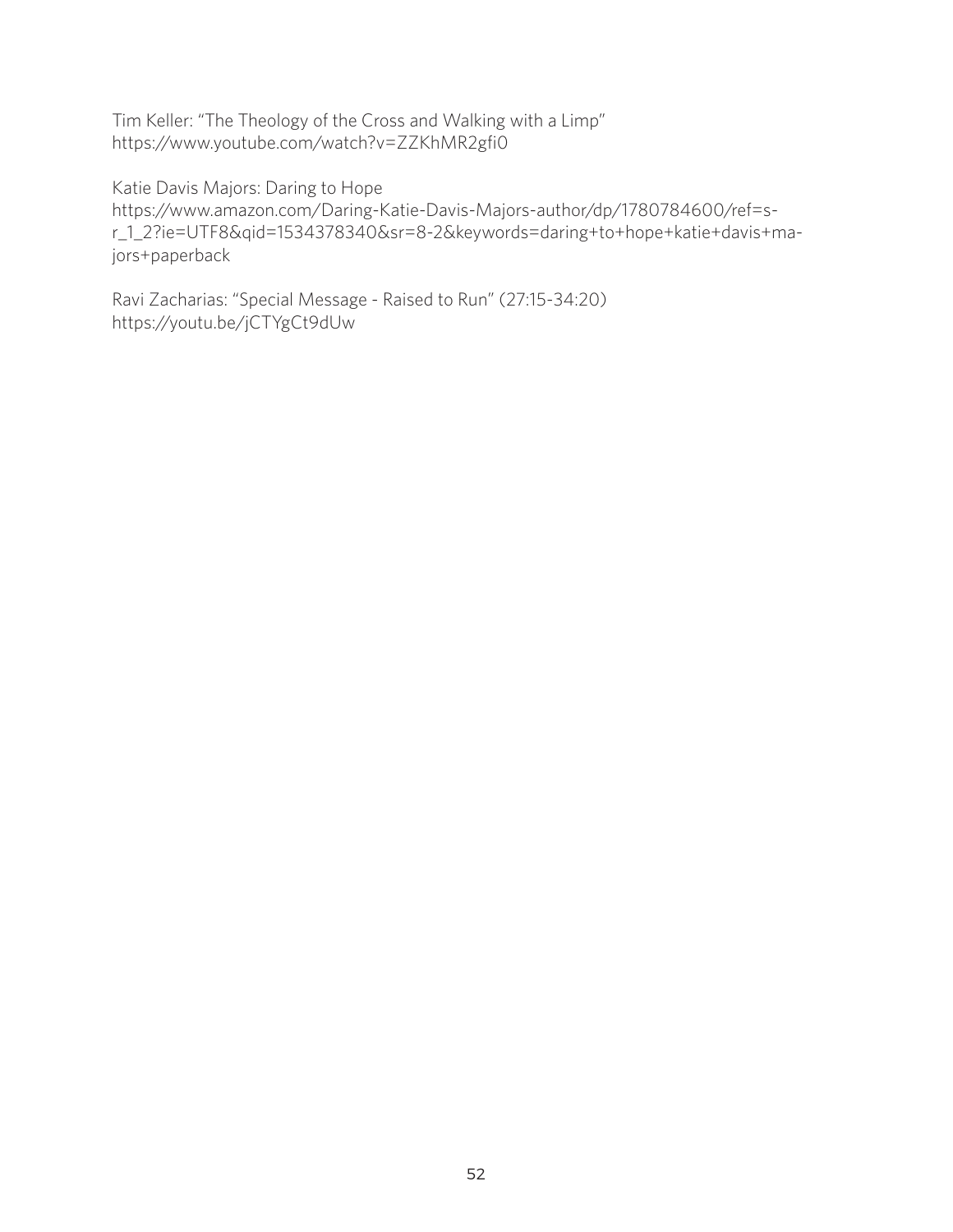Tim Keller: "The Theology of the Cross and Walking with a Limp"
https://www.youtube.com/watch?v=ZZKhMR2gfi0

Katie Davis Majors: Daring to Hope
https://www.amazon.com/Daring-Katie-Davis-Majors-author/dp/1780784600/ref=sr_1_2?ie=UTF8&qid=1534378340&sr=8-2&keywords=daring+to+hope+katie+davis+majors+paperback

Ravi Zacharias: "Special Message - Raised to Run" (27:15-34:20)
https://youtu.be/jCTYgCt9dUw